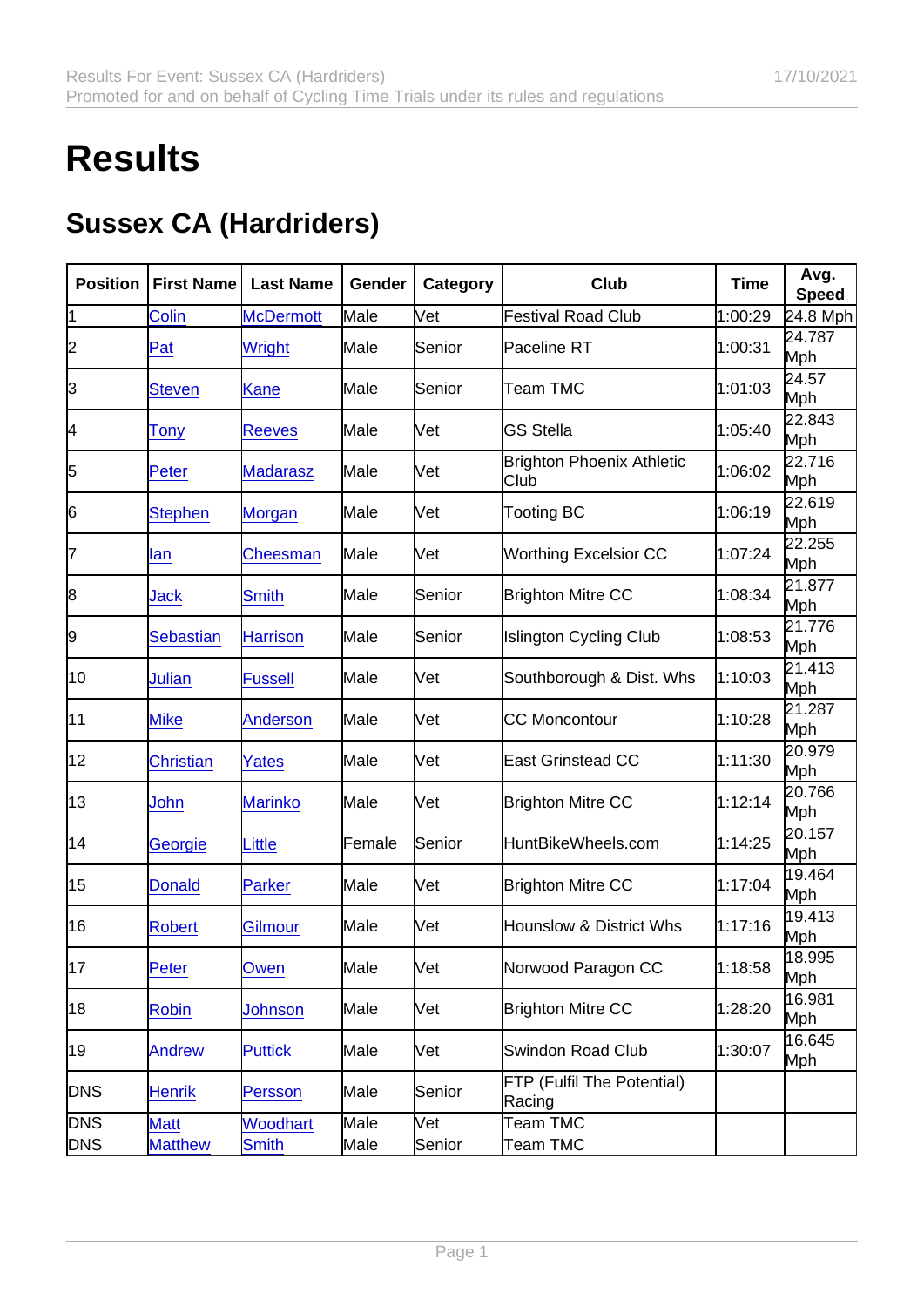# Results

## Sussex CA (Hardriders)

| Position | First Name | Last Name | Gender | Category | Club | Time | Avg. Speed |
|---|---|---|---|---|---|---|---|
| 1 | Colin | McDermott | Male | Vet | Festival Road Club | 1:00:29 | 24.8 Mph |
| 2 | Pat | Wright | Male | Senior | Paceline RT | 1:00:31 | 24.787 Mph |
| 3 | Steven | Kane | Male | Senior | Team TMC | 1:01:03 | 24.57 Mph |
| 4 | Tony | Reeves | Male | Vet | GS Stella | 1:05:40 | 22.843 Mph |
| 5 | Peter | Madarasz | Male | Vet | Brighton Phoenix Athletic Club | 1:06:02 | 22.716 Mph |
| 6 | Stephen | Morgan | Male | Vet | Tooting BC | 1:06:19 | 22.619 Mph |
| 7 | Ian | Cheesman | Male | Vet | Worthing Excelsior CC | 1:07:24 | 22.255 Mph |
| 8 | Jack | Smith | Male | Senior | Brighton Mitre CC | 1:08:34 | 21.877 Mph |
| 9 | Sebastian | Harrison | Male | Senior | Islington Cycling Club | 1:08:53 | 21.776 Mph |
| 10 | Julian | Fussell | Male | Vet | Southborough & Dist. Whs | 1:10:03 | 21.413 Mph |
| 11 | Mike | Anderson | Male | Vet | CC Moncontour | 1:10:28 | 21.287 Mph |
| 12 | Christian | Yates | Male | Vet | East Grinstead CC | 1:11:30 | 20.979 Mph |
| 13 | John | Marinko | Male | Vet | Brighton Mitre CC | 1:12:14 | 20.766 Mph |
| 14 | Georgie | Little | Female | Senior | HuntBikeWheels.com | 1:14:25 | 20.157 Mph |
| 15 | Donald | Parker | Male | Vet | Brighton Mitre CC | 1:17:04 | 19.464 Mph |
| 16 | Robert | Gilmour | Male | Vet | Hounslow & District Whs | 1:17:16 | 19.413 Mph |
| 17 | Peter | Owen | Male | Vet | Norwood Paragon CC | 1:18:58 | 18.995 Mph |
| 18 | Robin | Johnson | Male | Vet | Brighton Mitre CC | 1:28:20 | 16.981 Mph |
| 19 | Andrew | Puttick | Male | Vet | Swindon Road Club | 1:30:07 | 16.645 Mph |
| DNS | Henrik | Persson | Male | Senior | FTP (Fulfil The Potential) Racing | | |
| DNS | Matt | Woodhart | Male | Vet | Team TMC | | |
| DNS | Matthew | Smith | Male | Senior | Team TMC | | |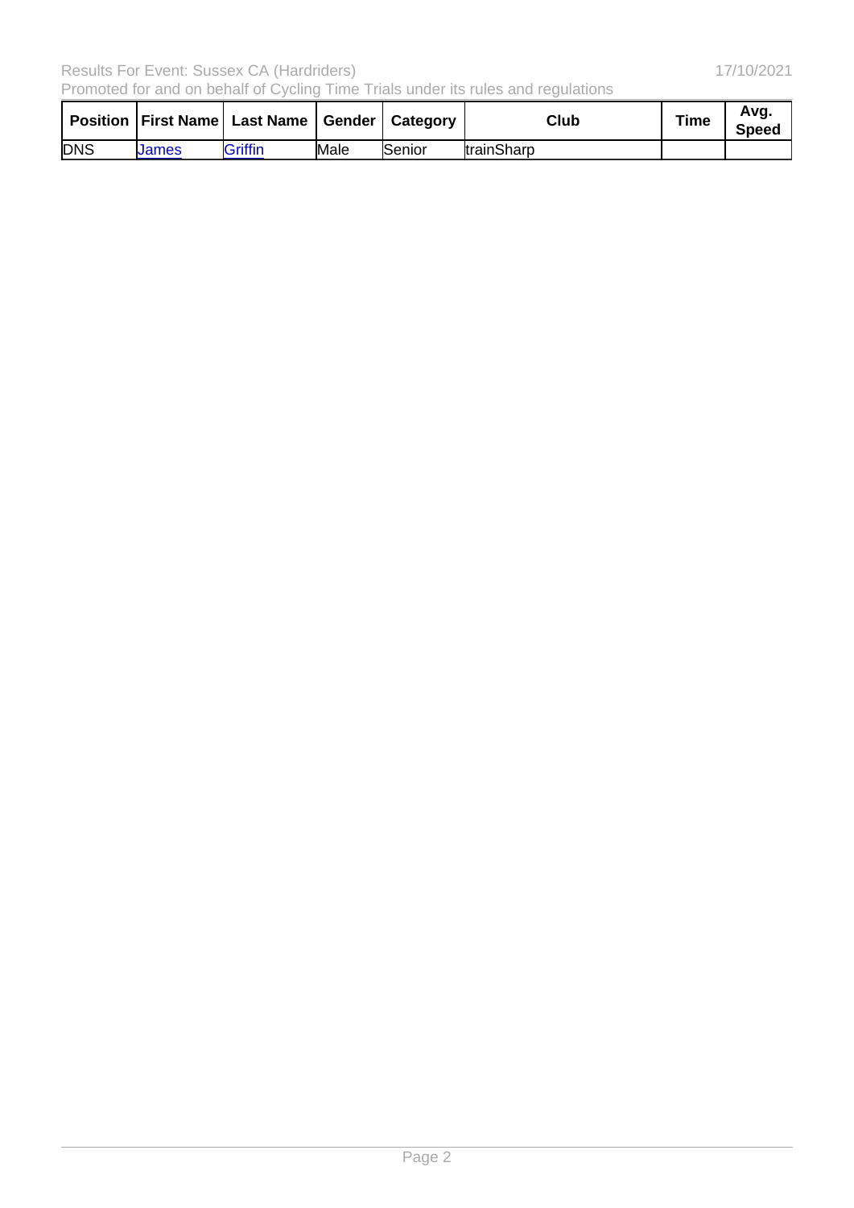| Position | First Name | Last Name | Gender | Category | Club | Time | Avg. Speed |
|---|---|---|---|---|---|---|---|
| DNS | James | Griffin | Male | Senior | trainSharp | | |